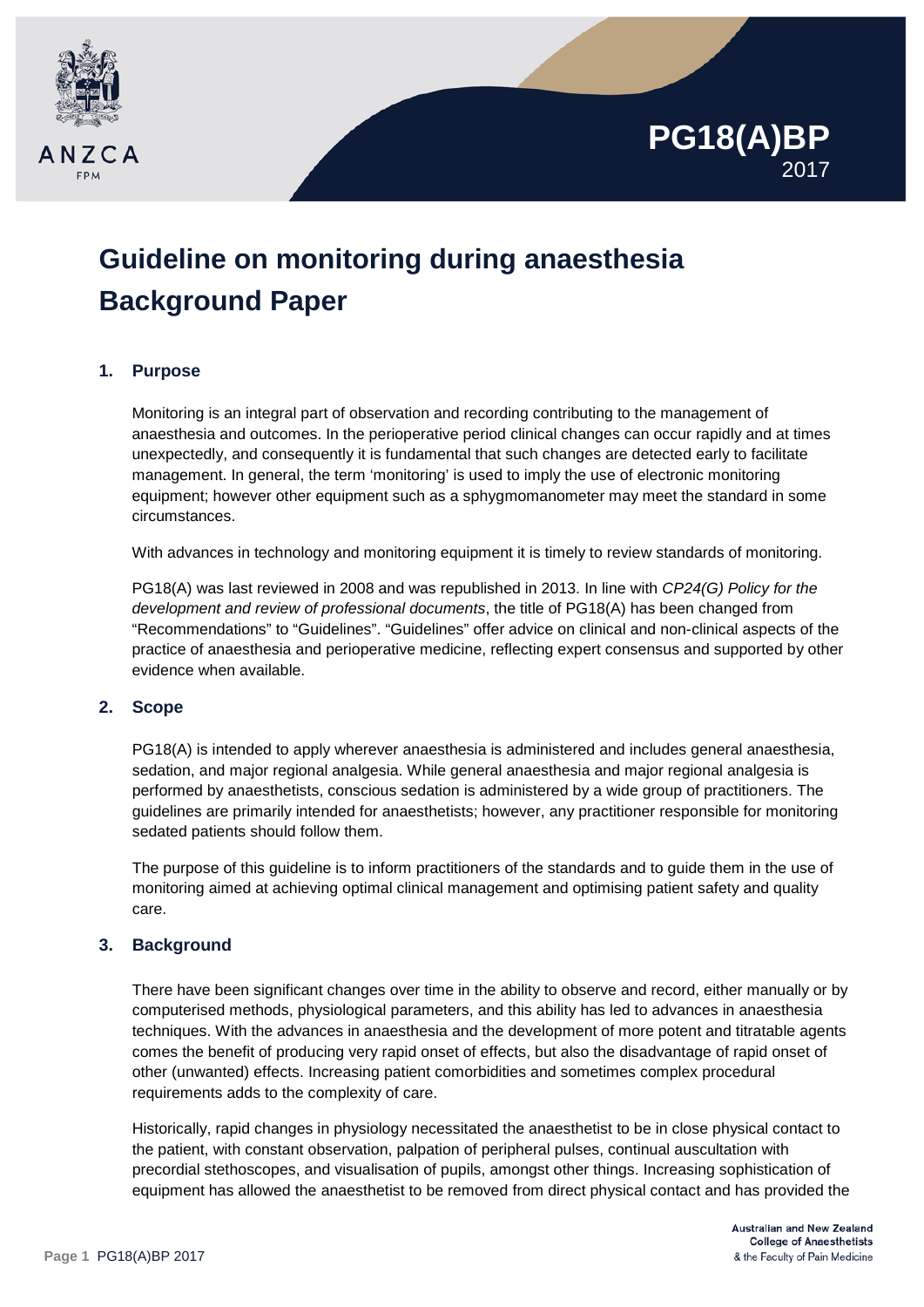PG18(A)BP
2017

# Guideline on monitoring during anaesthesia Background Paper

## 1. Purpose

Monitoring is an integral part of observation and recording contributing to the management of anaesthesia and outcomes. In the perioperative period clinical changes can occur rapidly and at times unexpectedly, and consequently it is fundamental that such changes are detected early to facilitate management. In general, the term 'monitoring' is used to imply the use of electronic monitoring equipment; however other equipment such as a sphygmomanometer may meet the standard in some circumstances.

With advances in technology and monitoring equipment it is timely to review standards of monitoring.

PG18(A) was last reviewed in 2008 and was republished in 2013. In line with *CP24(G) Policy for the development and review of professional documents*, the title of PG18(A) has been changed from "Recommendations" to "Guidelines". "Guidelines" offer advice on clinical and non-clinical aspects of the practice of anaesthesia and perioperative medicine, reflecting expert consensus and supported by other evidence when available.

## 2. Scope

PG18(A) is intended to apply wherever anaesthesia is administered and includes general anaesthesia, sedation, and major regional analgesia. While general anaesthesia and major regional analgesia is performed by anaesthetists, conscious sedation is administered by a wide group of practitioners. The guidelines are primarily intended for anaesthetists; however, any practitioner responsible for monitoring sedated patients should follow them.

The purpose of this guideline is to inform practitioners of the standards and to guide them in the use of monitoring aimed at achieving optimal clinical management and optimising patient safety and quality care.

## 3. Background

There have been significant changes over time in the ability to observe and record, either manually or by computerised methods, physiological parameters, and this ability has led to advances in anaesthesia techniques. With the advances in anaesthesia and the development of more potent and titratable agents comes the benefit of producing very rapid onset of effects, but also the disadvantage of rapid onset of other (unwanted) effects. Increasing patient comorbidities and sometimes complex procedural requirements adds to the complexity of care.

Historically, rapid changes in physiology necessitated the anaesthetist to be in close physical contact to the patient, with constant observation, palpation of peripheral pulses, continual auscultation with precordial stethoscopes, and visualisation of pupils, amongst other things. Increasing sophistication of equipment has allowed the anaesthetist to be removed from direct physical contact and has provided the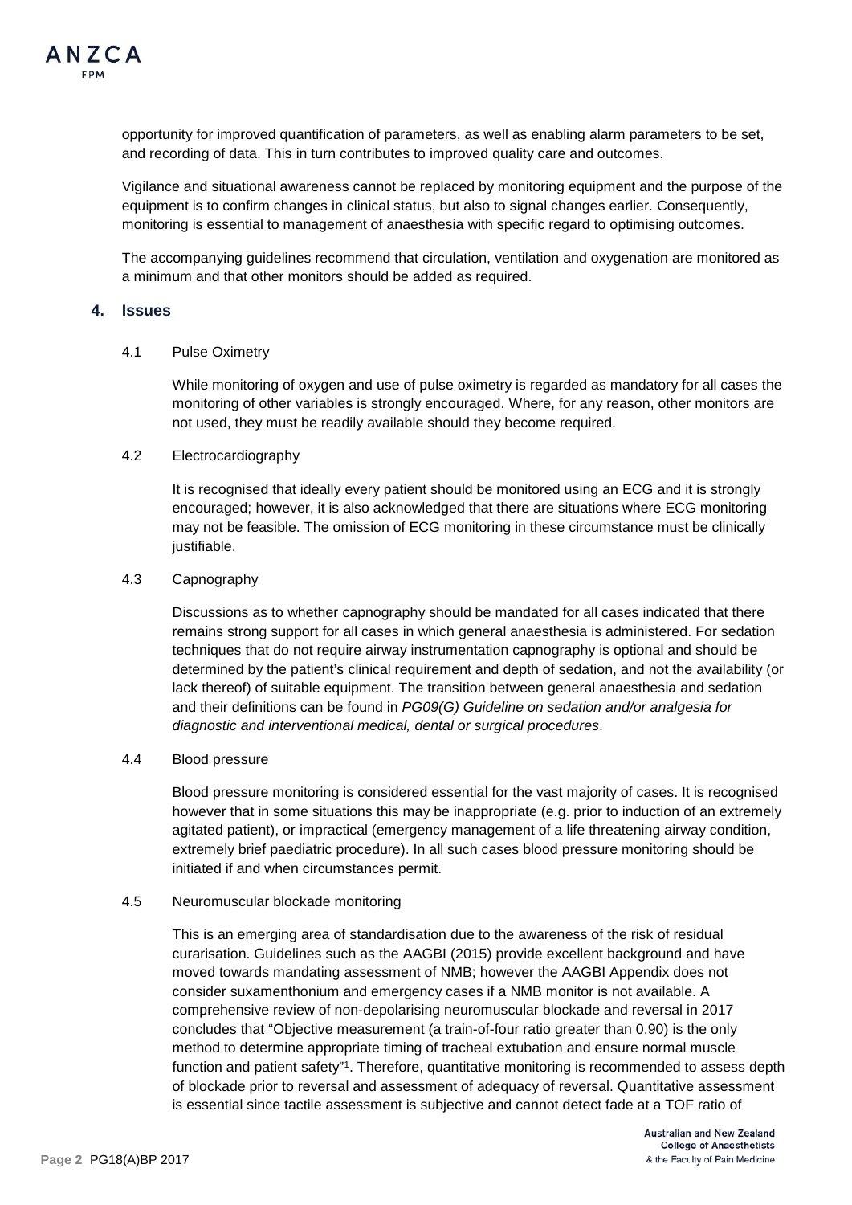opportunity for improved quantification of parameters, as well as enabling alarm parameters to be set, and recording of data. This in turn contributes to improved quality care and outcomes.

Vigilance and situational awareness cannot be replaced by monitoring equipment and the purpose of the equipment is to confirm changes in clinical status, but also to signal changes earlier. Consequently, monitoring is essential to management of anaesthesia with specific regard to optimising outcomes.

The accompanying guidelines recommend that circulation, ventilation and oxygenation are monitored as a minimum and that other monitors should be added as required.

## 4. Issues

### 4.1 Pulse Oximetry

While monitoring of oxygen and use of pulse oximetry is regarded as mandatory for all cases the monitoring of other variables is strongly encouraged. Where, for any reason, other monitors are not used, they must be readily available should they become required.

### 4.2 Electrocardiography

It is recognised that ideally every patient should be monitored using an ECG and it is strongly encouraged; however, it is also acknowledged that there are situations where ECG monitoring may not be feasible. The omission of ECG monitoring in these circumstance must be clinically justifiable.

### 4.3 Capnography

Discussions as to whether capnography should be mandated for all cases indicated that there remains strong support for all cases in which general anaesthesia is administered. For sedation techniques that do not require airway instrumentation capnography is optional and should be determined by the patient's clinical requirement and depth of sedation, and not the availability (or lack thereof) of suitable equipment. The transition between general anaesthesia and sedation and their definitions can be found in *PG09(G) Guideline on sedation and/or analgesia for diagnostic and interventional medical, dental or surgical procedures*.

### 4.4 Blood pressure

Blood pressure monitoring is considered essential for the vast majority of cases. It is recognised however that in some situations this may be inappropriate (e.g. prior to induction of an extremely agitated patient), or impractical (emergency management of a life threatening airway condition, extremely brief paediatric procedure). In all such cases blood pressure monitoring should be initiated if and when circumstances permit.

### 4.5 Neuromuscular blockade monitoring

This is an emerging area of standardisation due to the awareness of the risk of residual curarisation. Guidelines such as the AAGBI (2015) provide excellent background and have moved towards mandating assessment of NMB; however the AAGBI Appendix does not consider suxamenthonium and emergency cases if a NMB monitor is not available. A comprehensive review of non-depolarising neuromuscular blockade and reversal in 2017 concludes that "Objective measurement (a train-of-four ratio greater than 0.90) is the only method to determine appropriate timing of tracheal extubation and ensure normal muscle function and patient safety"[1]. Therefore, quantitative monitoring is recommended to assess depth of blockade prior to reversal and assessment of adequacy of reversal. Quantitative assessment is essential since tactile assessment is subjective and cannot detect fade at a TOF ratio of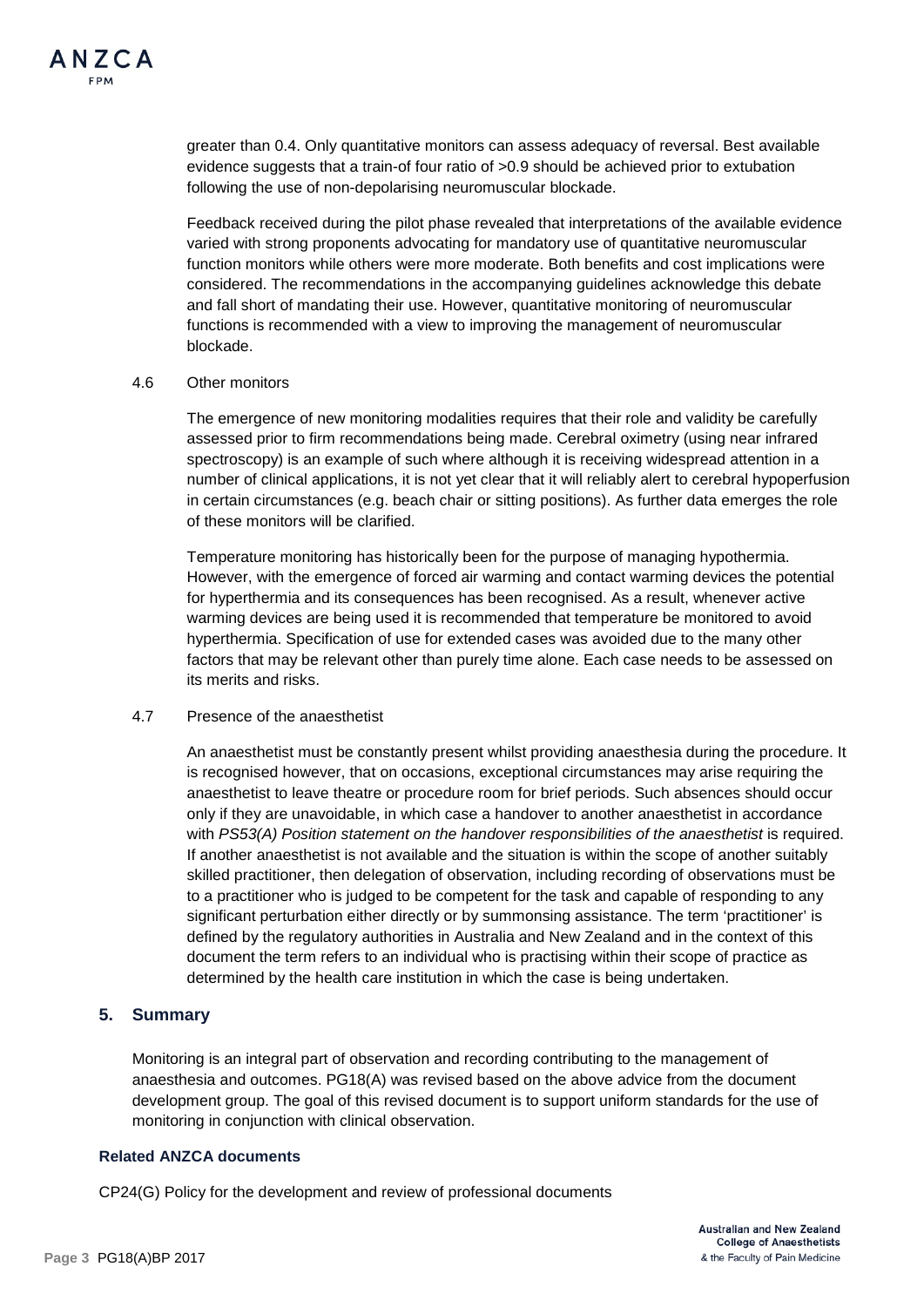greater than 0.4. Only quantitative monitors can assess adequacy of reversal. Best available evidence suggests that a train-of four ratio of >0.9 should be achieved prior to extubation following the use of non-depolarising neuromuscular blockade.

Feedback received during the pilot phase revealed that interpretations of the available evidence varied with strong proponents advocating for mandatory use of quantitative neuromuscular function monitors while others were more moderate. Both benefits and cost implications were considered. The recommendations in the accompanying guidelines acknowledge this debate and fall short of mandating their use. However, quantitative monitoring of neuromuscular functions is recommended with a view to improving the management of neuromuscular blockade.

### 4.6 Other monitors

The emergence of new monitoring modalities requires that their role and validity be carefully assessed prior to firm recommendations being made. Cerebral oximetry (using near infrared spectroscopy) is an example of such where although it is receiving widespread attention in a number of clinical applications, it is not yet clear that it will reliably alert to cerebral hypoperfusion in certain circumstances (e.g. beach chair or sitting positions). As further data emerges the role of these monitors will be clarified.

Temperature monitoring has historically been for the purpose of managing hypothermia. However, with the emergence of forced air warming and contact warming devices the potential for hyperthermia and its consequences has been recognised. As a result, whenever active warming devices are being used it is recommended that temperature be monitored to avoid hyperthermia. Specification of use for extended cases was avoided due to the many other factors that may be relevant other than purely time alone. Each case needs to be assessed on its merits and risks.

### 4.7 Presence of the anaesthetist

An anaesthetist must be constantly present whilst providing anaesthesia during the procedure. It is recognised however, that on occasions, exceptional circumstances may arise requiring the anaesthetist to leave theatre or procedure room for brief periods. Such absences should occur only if they are unavoidable, in which case a handover to another anaesthetist in accordance with *PS53(A) Position statement on the handover responsibilities of the anaesthetist* is required. If another anaesthetist is not available and the situation is within the scope of another suitably skilled practitioner, then delegation of observation, including recording of observations must be to a practitioner who is judged to be competent for the task and capable of responding to any significant perturbation either directly or by summonsing assistance. The term 'practitioner' is defined by the regulatory authorities in Australia and New Zealand and in the context of this document the term refers to an individual who is practising within their scope of practice as determined by the health care institution in which the case is being undertaken.

## 5. Summary

Monitoring is an integral part of observation and recording contributing to the management of anaesthesia and outcomes. PG18(A) was revised based on the above advice from the document development group. The goal of this revised document is to support uniform standards for the use of monitoring in conjunction with clinical observation.

**Related ANZCA documents**

CP24(G) Policy for the development and review of professional documents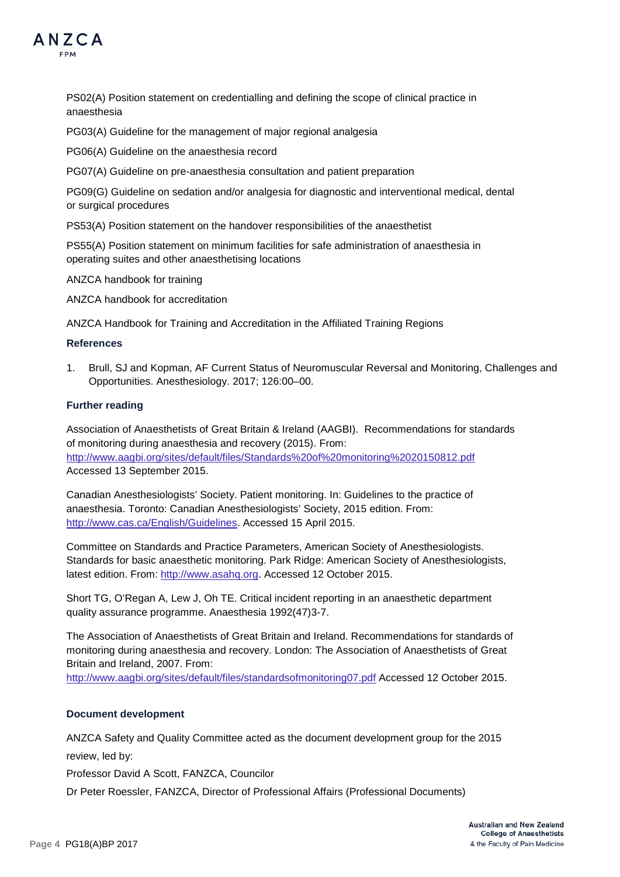PS02(A) Position statement on credentialling and defining the scope of clinical practice in anaesthesia

PG03(A) Guideline for the management of major regional analgesia

PG06(A) Guideline on the anaesthesia record

PG07(A) Guideline on pre-anaesthesia consultation and patient preparation

PG09(G) Guideline on sedation and/or analgesia for diagnostic and interventional medical, dental or surgical procedures

PS53(A) Position statement on the handover responsibilities of the anaesthetist

PS55(A) Position statement on minimum facilities for safe administration of anaesthesia in operating suites and other anaesthetising locations

ANZCA handbook for training

ANZCA handbook for accreditation

ANZCA Handbook for Training and Accreditation in the Affiliated Training Regions

### References

1. Brull, SJ and Kopman, AF Current Status of Neuromuscular Reversal and Monitoring, Challenges and Opportunities. Anesthesiology. 2017; 126:00–00.

### Further reading

Association of Anaesthetists of Great Britain & Ireland (AAGBI). Recommendations for standards of monitoring during anaesthesia and recovery (2015). From: http://www.aagbi.org/sites/default/files/Standards%20of%20monitoring%2020150812.pdf Accessed 13 September 2015.

Canadian Anesthesiologists' Society. Patient monitoring. In: Guidelines to the practice of anaesthesia. Toronto: Canadian Anesthesiologists' Society, 2015 edition. From: http://www.cas.ca/English/Guidelines. Accessed 15 April 2015.

Committee on Standards and Practice Parameters, American Society of Anesthesiologists. Standards for basic anaesthetic monitoring. Park Ridge: American Society of Anesthesiologists, latest edition. From: http://www.asahq.org. Accessed 12 October 2015.

Short TG, O'Regan A, Lew J, Oh TE. Critical incident reporting in an anaesthetic department quality assurance programme. Anaesthesia 1992(47)3-7.

The Association of Anaesthetists of Great Britain and Ireland. Recommendations for standards of monitoring during anaesthesia and recovery. London: The Association of Anaesthetists of Great Britain and Ireland, 2007. From: http://www.aagbi.org/sites/default/files/standardsofmonitoring07.pdf Accessed 12 October 2015.

### Document development

ANZCA Safety and Quality Committee acted as the document development group for the 2015 review, led by:

Professor David A Scott, FANZCA, Councilor

Dr Peter Roessler, FANZCA, Director of Professional Affairs (Professional Documents)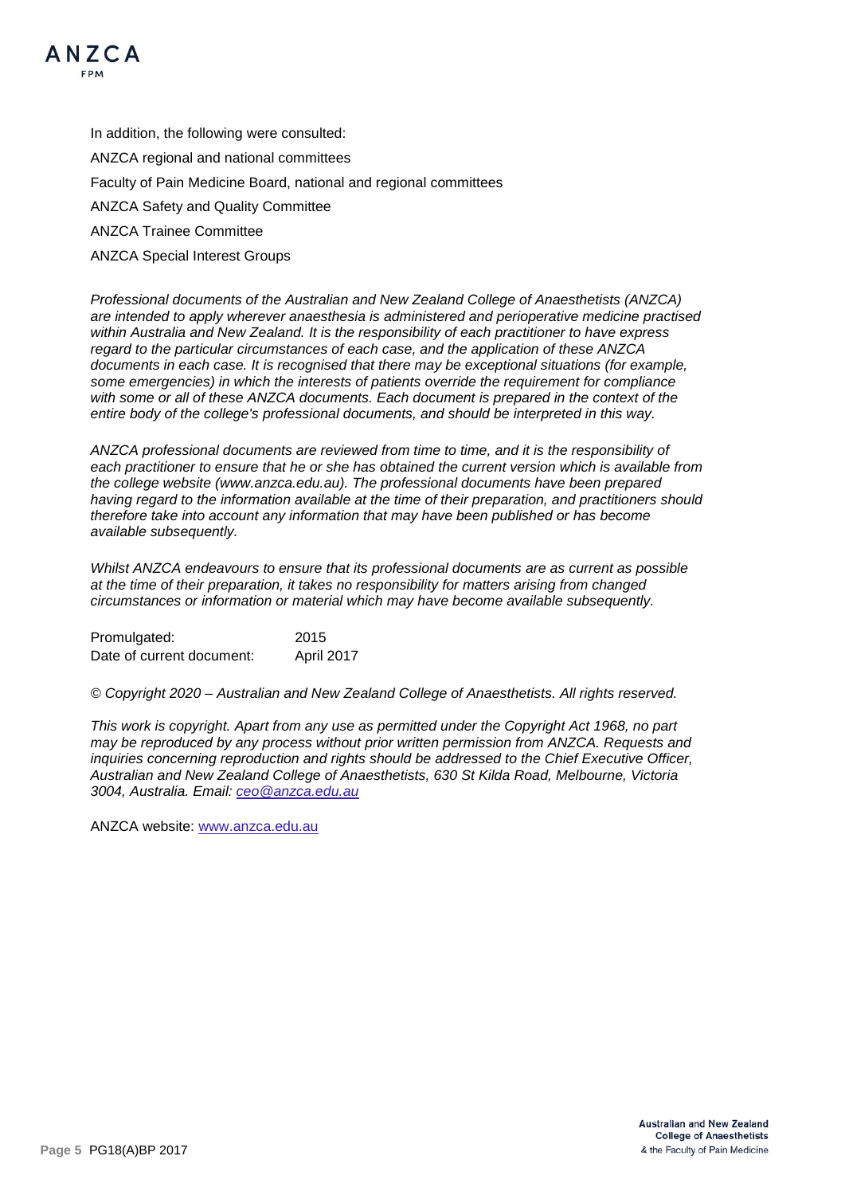In addition, the following were consulted:

ANZCA regional and national committees

Faculty of Pain Medicine Board, national and regional committees

ANZCA Safety and Quality Committee

ANZCA Trainee Committee

ANZCA Special Interest Groups

*Professional documents of the Australian and New Zealand College of Anaesthetists (ANZCA) are intended to apply wherever anaesthesia is administered and perioperative medicine practised within Australia and New Zealand. It is the responsibility of each practitioner to have express regard to the particular circumstances of each case, and the application of these ANZCA documents in each case. It is recognised that there may be exceptional situations (for example, some emergencies) in which the interests of patients override the requirement for compliance with some or all of these ANZCA documents. Each document is prepared in the context of the entire body of the college's professional documents, and should be interpreted in this way.*

*ANZCA professional documents are reviewed from time to time, and it is the responsibility of each practitioner to ensure that he or she has obtained the current version which is available from the college website (www.anzca.edu.au). The professional documents have been prepared having regard to the information available at the time of their preparation, and practitioners should therefore take into account any information that may have been published or has become available subsequently.*

*Whilst ANZCA endeavours to ensure that its professional documents are as current as possible at the time of their preparation, it takes no responsibility for matters arising from changed circumstances or information or material which may have become available subsequently.*

| | |
|---|---|
| Promulgated: | 2015 |
| Date of current document: | April 2017 |

*© Copyright 2020 – Australian and New Zealand College of Anaesthetists. All rights reserved.*

*This work is copyright. Apart from any use as permitted under the Copyright Act 1968, no part may be reproduced by any process without prior written permission from ANZCA. Requests and inquiries concerning reproduction and rights should be addressed to the Chief Executive Officer, Australian and New Zealand College of Anaesthetists, 630 St Kilda Road, Melbourne, Victoria 3004, Australia. Email: ceo@anzca.edu.au*

ANZCA website: www.anzca.edu.au